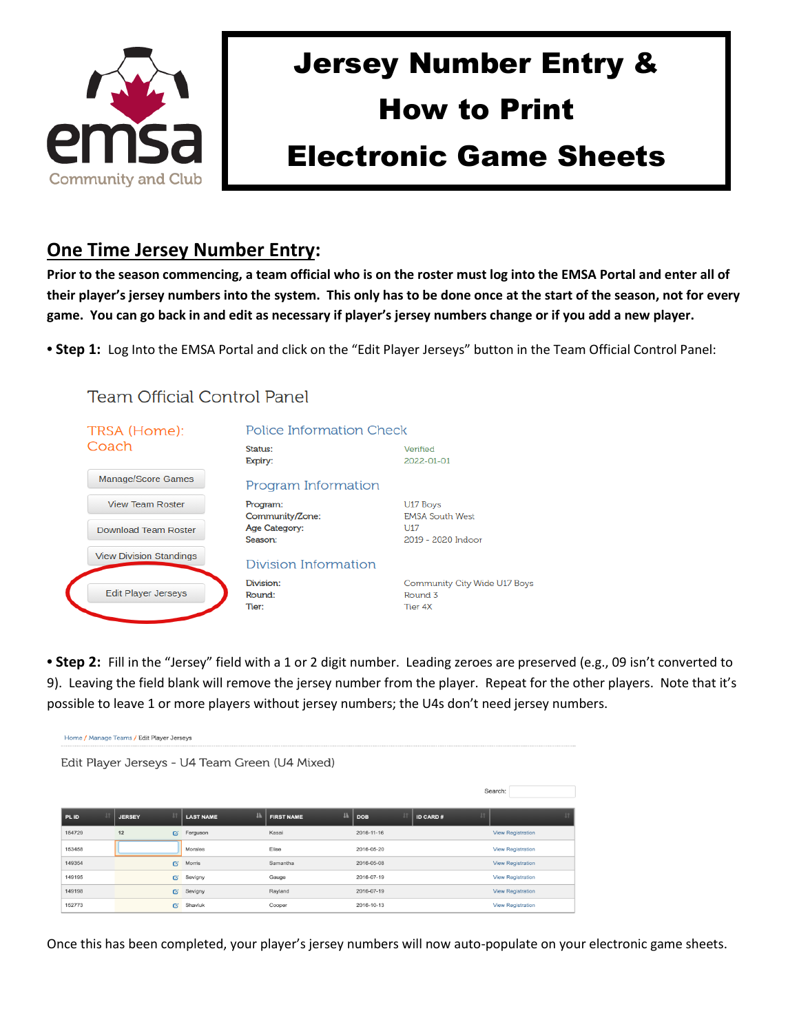# Jersey Number Entry & How to Print Electronic Game Sheets

## One Time Jersey Number Entry:

**Prior to the season commencing, a team official who is on the roster must log into the EMSA Portal and enter all of their player's jersey numbers into the system. This only has to be done once at the start of the season, not for every game. You can go back in and edit as necessary if player's jersey numbers change or if you add a new player.**

• **Step 1:** Log Into the EMSA Portal and click on the "Edit Player Jerseys" button in the Team Official Control Panel:

Team Official Control Panel

TRSA (Home): Coach

- Manage/Score Games
- View Team Roster
- Download Team Roster
- View Division Standings
- Edit Player Jerseys

**Police Information Check**

| | |
|---|---|
| Status: | Verified |
| Expiry: | 2022-01-01 |

**Program Information**

| | |
|---|---|
| Program: | U17 Boys |
| Community/Zone: | EMSA South West |
| Age Category: | U17 |
| Season: | 2019 - 2020 Indoor |

**Division Information**

| | |
|---|---|
| Division: | Community City Wide U17 Boys |
| Round: | Round 3 |
| Tier: | Tier 4X |

• **Step 2:** Fill in the "Jersey" field with a 1 or 2 digit number. Leading zeroes are preserved (e.g., 09 isn't converted to 9). Leaving the field blank will remove the jersey number from the player. Repeat for the other players. Note that it's possible to leave 1 or more players without jersey numbers; the U4s don't need jersey numbers.

Home / Manage Teams / Edit Player Jerseys

Edit Player Jerseys - U4 Team Green (U4 Mixed)

Search:

| PL ID | JERSEY | LAST NAME | FIRST NAME | DOB | ID CARD # | |
|---|---|---|---|---|---|---|
| 154729 | 12 | Ferguson | Kasai | 2016-11-16 | | View Registration |
| 153458 | | Morales | Elise | 2016-05-20 | | View Registration |
| 149354 | | Morris | Samantha | 2016-05-08 | | View Registration |
| 149195 | | Sevigny | Gauge | 2016-07-19 | | View Registration |
| 149198 | | Sevigny | Rayland | 2016-07-19 | | View Registration |
| 152773 | | Shavluk | Cooper | 2016-10-13 | | View Registration |

Once this has been completed, your player's jersey numbers will now auto-populate on your electronic game sheets.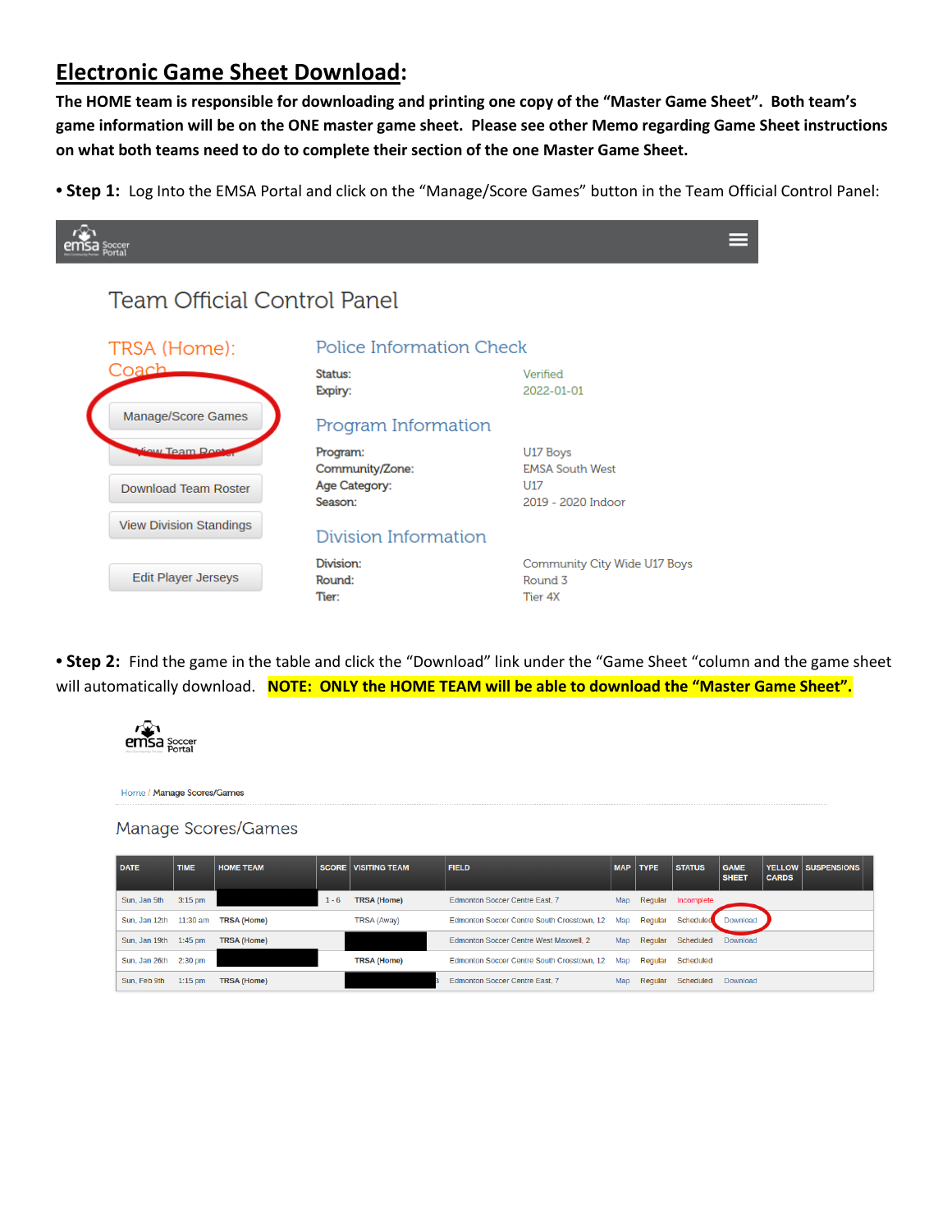## Electronic Game Sheet Download:

**The HOME team is responsible for downloading and printing one copy of the "Master Game Sheet". Both team's game information will be on the ONE master game sheet. Please see other Memo regarding Game Sheet instructions on what both teams need to do to complete their section of the one Master Game Sheet.**

• **Step 1:** Log Into the EMSA Portal and click on the "Manage/Score Games" button in the Team Official Control Panel:

emsa Soccer Portal

Team Official Control Panel

TRSA (Home): Coach

Manage/Score Games

View Team Roster

Download Team Roster

View Division Standings

Edit Player Jerseys

Police Information Check

Status: Verified

Expiry: 2022-01-01

Program Information

Program: U17 Boys

Community/Zone: EMSA South West

Age Category: U17

Season: 2019 - 2020 Indoor

Division Information

Division: Community City Wide U17 Boys

Round: Round 3

Tier: Tier 4X

• **Step 2:** Find the game in the table and click the "Download" link under the "Game Sheet "column and the game sheet will automatically download. **NOTE: ONLY the HOME TEAM will be able to download the "Master Game Sheet".**

emsa Soccer Portal

Home / Manage Scores/Games

Manage Scores/Games

| DATE | TIME | HOME TEAM | SCORE | VISITING TEAM | FIELD | MAP | TYPE | STATUS | GAME SHEET | YELLOW CARDS | SUSPENSIONS |
|---|---|---|---|---|---|---|---|---|---|---|---|
| Sun, Jan 5th | 3:15 pm | | 1 - 6 | TRSA (Home) | Edmonton Soccer Centre East, 7 | Map | Regular | Incomplete | | | |
| Sun, Jan 12th | 11:30 am | TRSA (Home) | | TRSA (Away) | Edmonton Soccer Centre South Crosstown, 12 | Map | Regular | Scheduled | Download | | |
| Sun, Jan 19th | 1:45 pm | TRSA (Home) | | | Edmonton Soccer Centre West Maxwell, 2 | Map | Regular | Scheduled | Download | | |
| Sun, Jan 26th | 2:30 pm | | | TRSA (Home) | Edmonton Soccer Centre South Crosstown, 12 | Map | Regular | Scheduled | | | |
| Sun, Feb 9th | 1:15 pm | TRSA (Home) | | | Edmonton Soccer Centre East, 7 | Map | Regular | Scheduled | Download | | |